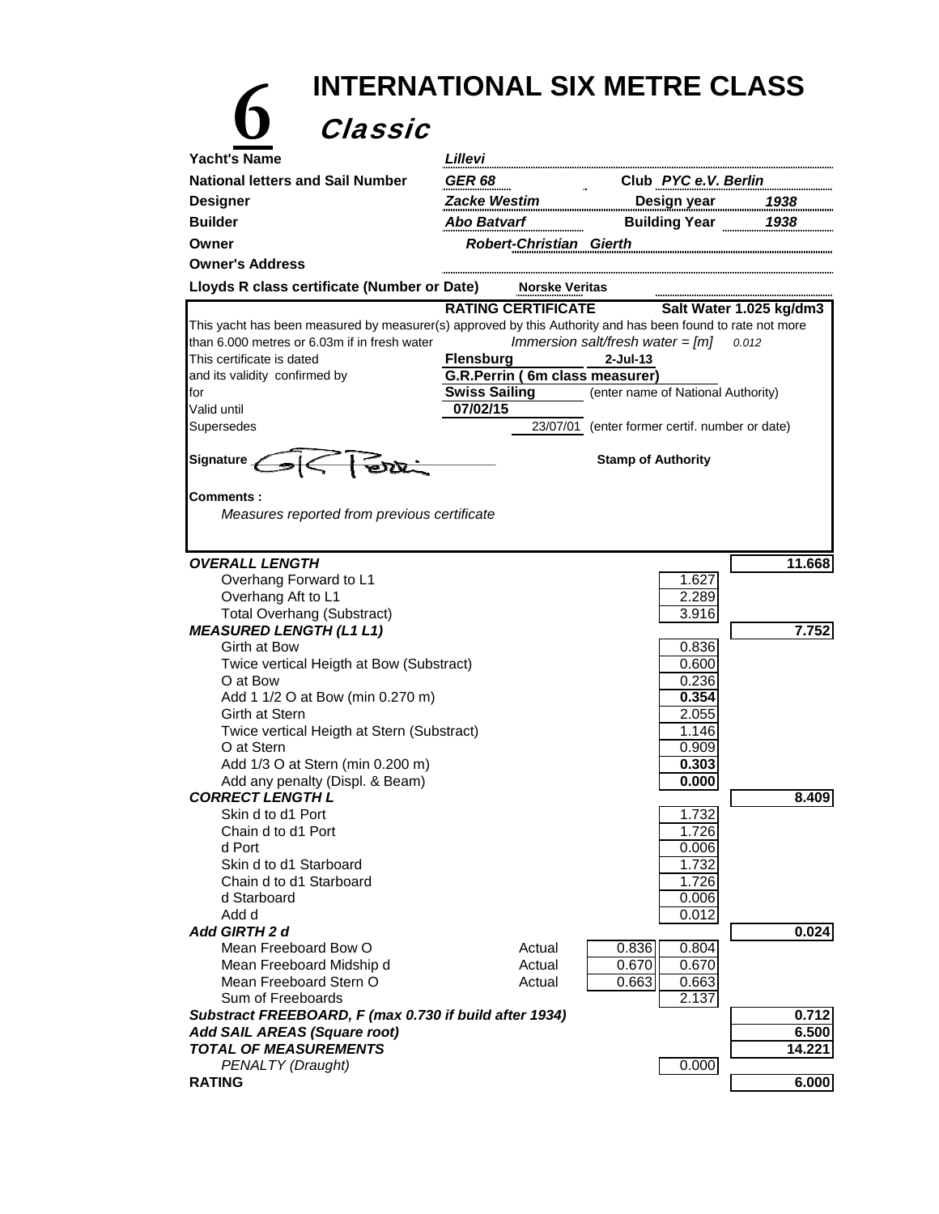# 6 INTERNATIONAL SIX METRE CLASS

## Classic

| | | | |
|---|---|---|---|
| **Yacht's Name** | *Lillevi* | | |
| **National letters and Sail Number** | *GER 68* | **Club** | *PYC e.V. Berlin* |
| **Designer** | *Zacke Westim* | **Design year** | *1938* |
| **Builder** | *Abo Batvarf* | **Building Year** | *1938* |
| **Owner** | *Robert-Christian Gierth* | | |
| **Owner's Address** | | | |
| **Lloyds R class certificate (Number or Date)** | **Norske Veritas** | | |

**RATING CERTIFICATE** — **Salt Water 1.025 kg/dm3**

This yacht has been measured by measurer(s) approved by this Authority and has been found to rate not more than 6.000 metres or 6.03m if in fresh water — *Immersion salt/fresh water = [m]* *0.012*

| | | |
|---|---|---|
| This certificate is dated | **Flensburg** | **2-Jul-13** |
| and its validity confirmed by | **G.R.Perrin ( 6m class measurer)** | |
| for | **Swiss Sailing** | (enter name of National Authority) |
| Valid until | **07/02/15** | |
| Supersedes | 23/07/01 | (enter former certif. number or date) |

**Signature** — **Stamp of Authority**

**Comments :**

*Measures reported from previous certificate*

| Item | | Actual | Value | Total |
|---|---|---|---|---|
| ***OVERALL LENGTH*** | | | | **11.668** |
| Overhang Forward to L1 | | | 1.627 | |
| Overhang Aft to L1 | | | 2.289 | |
| Total Overhang (Substract) | | | 3.916 | |
| ***MEASURED LENGTH (L1 L1)*** | | | | **7.752** |
| Girth at Bow | | | 0.836 | |
| Twice vertical Heigth at Bow (Substract) | | | 0.600 | |
| O at Bow | | | 0.236 | |
| Add 1 1/2 O at Bow (min 0.270 m) | | | **0.354** | |
| Girth at Stern | | | 2.055 | |
| Twice vertical Heigth at Stern (Substract) | | | 1.146 | |
| O at Stern | | | 0.909 | |
| Add 1/3 O at Stern (min 0.200 m) | | | **0.303** | |
| Add any penalty (Displ. & Beam) | | | **0.000** | |
| ***CORRECT LENGTH L*** | | | | **8.409** |
| Skin d to d1 Port | | | 1.732 | |
| Chain d to d1 Port | | | 1.726 | |
| d Port | | | 0.006 | |
| Skin d to d1 Starboard | | | 1.732 | |
| Chain d to d1 Starboard | | | 1.726 | |
| d Starboard | | | 0.006 | |
| Add d | | | 0.012 | |
| ***Add GIRTH 2 d*** | | | | **0.024** |
| Mean Freeboard Bow O | Actual | 0.836 | 0.804 | |
| Mean Freeboard Midship d | Actual | 0.670 | 0.670 | |
| Mean Freeboard Stern O | Actual | 0.663 | 0.663 | |
| Sum of Freeboards | | | 2.137 | |
| ***Substract FREEBOARD, F (max 0.730 if build after 1934)*** | | | | **0.712** |
| ***Add SAIL AREAS (Square root)*** | | | | **6.500** |
| ***TOTAL OF MEASUREMENTS*** | | | | **14.221** |
| *PENALTY (Draught)* | | | 0.000 | |
| **RATING** | | | | **6.000** |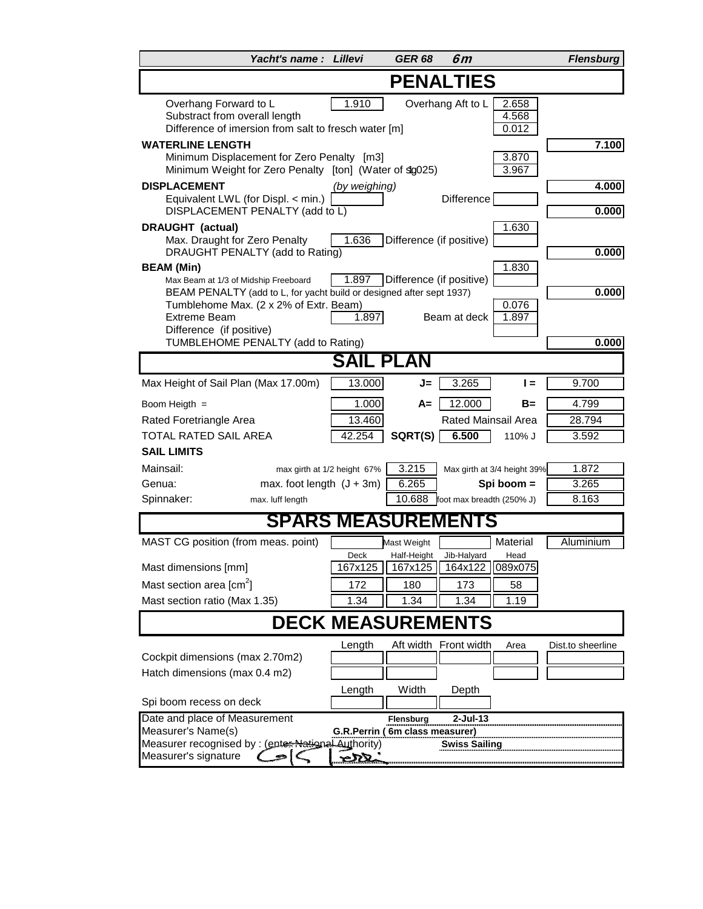| *Yacht's name :* | *Lillevi* | *GER 68* | *6m* | | *Flensburg* |
|---|---|---|---|---|---|

# PENALTIES

| | | | | | |
|---|---|---|---|---|---|
| Overhang Forward to L | 1.910 | Overhang Aft to L | | 2.658 | |
| Substract from overall length | | | | 4.568 | |
| Difference of imersion from salt to fresch water [m] | | | | 0.012 | |
| **WATERLINE LENGTH** | | | | | **7.100** |
| Minimum Displacement for Zero Penalty [m3] | | | | 3.870 | |
| Minimum Weight for Zero Penalty [ton] (Water of sg 1.025) | | | | 3.967 | |
| **DISPLACEMENT** | *(by weighing)* | | | | **4.000** |
| Equivalent LWL (for Displ. < min.) | | | Difference | | |
| DISPLACEMENT PENALTY (add to L) | | | | | **0.000** |
| **DRAUGHT (actual)** | | | | 1.630 | |
| Max. Draught for Zero Penalty | 1.636 | Difference (if positive) | | | |
| DRAUGHT PENALTY (add to Rating) | | | | | **0.000** |
| **BEAM (Min)** | | | | 1.830 | |
| Max Beam at 1/3 of Midship Freeboard | 1.897 | Difference (if positive) | | | |
| BEAM PENALTY (add to L, for yacht build or designed after sept 1937) | | | | | **0.000** |
| Tumblehome Max. (2 x 2% of Extr. Beam) | | | | 0.076 | |
| Extreme Beam | 1.897 | | Beam at deck | 1.897 | |
| Difference (if positive) | | | | | |
| TUMBLEHOME PENALTY (add to Rating) | | | | | **0.000** |

# SAIL PLAN

| | | | | | |
|---|---|---|---|---|---|
| Max Height of Sail Plan (Max 17.00m) | 13.000 | J= | 3.265 | I = | 9.700 |
| Boom Heigth = | 1.000 | A= | 12.000 | B= | 4.799 |
| Rated Foretriangle Area | 13.460 | | Rated Mainsail Area | | 28.794 |
| TOTAL RATED SAIL AREA | 42.254 | SQRT(S) | **6.500** | 110% J | 3.592 |
| **SAIL LIMITS** | | | | | |
| Mainsail: | max girth at 1/2 height 67% | 3.215 | Max girth at 3/4 height 39% | | 1.872 |
| Genua: | max. foot length (J + 3m) | 6.265 | | **Spi boom =** | 3.265 |
| Spinnaker: | max. luff length | 10.688 | foot max breadth (250% J) | | 8.163 |

# SPARS MEASUREMENTS

| | | | | | |
|---|---|---|---|---|---|
| MAST CG position (from meas. point) | | Mast Weight | | Material | Aluminium |
| | Deck | Half-Height | Jib-Halyard | Head | |
| Mast dimensions [mm] | 167x125 | 167x125 | 164x122 | 089x075 | |
| Mast section area [$cm^2$] | 172 | 180 | 173 | 58 | |
| Mast section ratio (Max 1.35) | 1.34 | 1.34 | 1.34 | 1.19 | |

# DECK MEASUREMENTS

| | | | | | |
|---|---|---|---|---|---|
| | Length | Aft width | Front width | Area | Dist.to sheerline |
| Cockpit dimensions (max 2.70m2) | | | | | |
| Hatch dimensions (max 0.4 m2) | | | | | |
| | Length | Width | Depth | | |
| Spi boom recess on deck | | | | | |

| | | |
|---|---|---|
| Date and place of Measurement | **Flensburg** | **2-Jul-13** |
| Measurer's Name(s) | **G.R.Perrin ( 6m class measurer)** | |
| Measurer recognised by : (enter National Authority) | | **Swiss Sailing** |
| Measurer's signature | | |